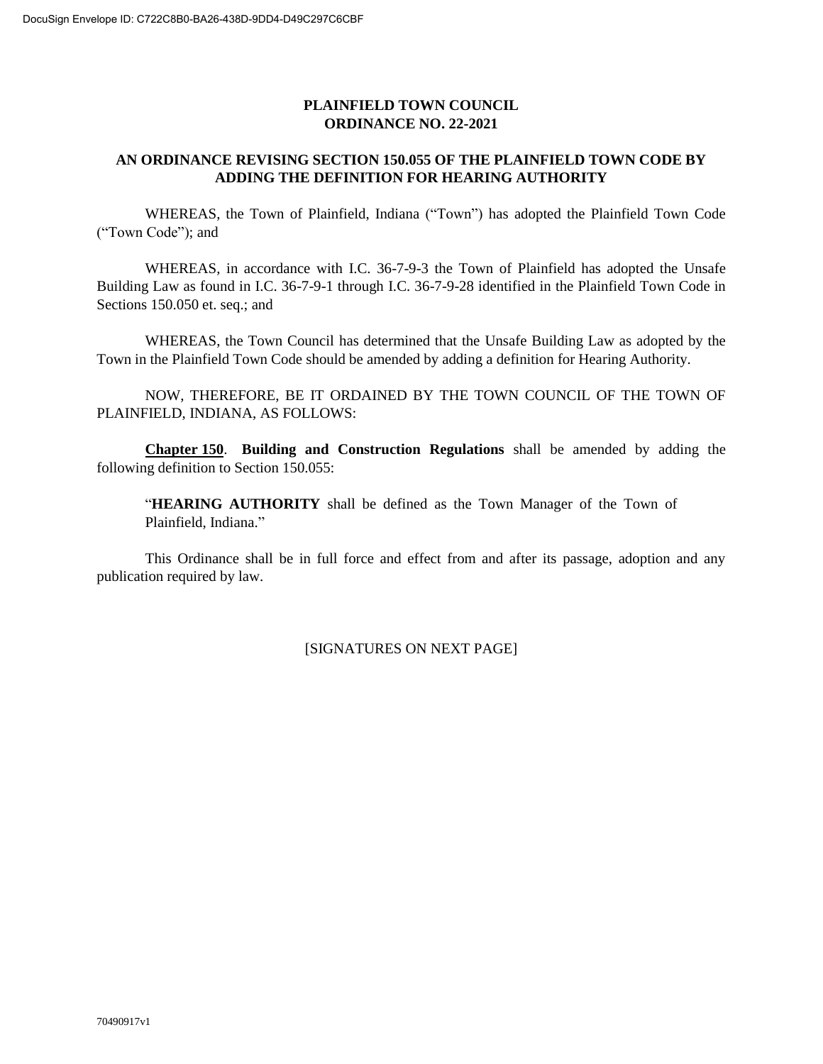# PLAINFIELD TOWN COUNCIL
# ORDINANCE NO. 22-2021

## AN ORDINANCE REVISING SECTION 150.055 OF THE PLAINFIELD TOWN CODE BY ADDING THE DEFINITION FOR HEARING AUTHORITY

WHEREAS, the Town of Plainfield, Indiana ("Town") has adopted the Plainfield Town Code ("Town Code"); and

WHEREAS, in accordance with I.C. 36-7-9-3 the Town of Plainfield has adopted the Unsafe Building Law as found in I.C. 36-7-9-1 through I.C. 36-7-9-28 identified in the Plainfield Town Code in Sections 150.050 et. seq.; and

WHEREAS, the Town Council has determined that the Unsafe Building Law as adopted by the Town in the Plainfield Town Code should be amended by adding a definition for Hearing Authority.

NOW, THEREFORE, BE IT ORDAINED BY THE TOWN COUNCIL OF THE TOWN OF PLAINFIELD, INDIANA, AS FOLLOWS:

**Chapter 150**. **Building and Construction Regulations** shall be amended by adding the following definition to Section 150.055:

> "**HEARING AUTHORITY** shall be defined as the Town Manager of the Town of Plainfield, Indiana."

This Ordinance shall be in full force and effect from and after its passage, adoption and any publication required by law.

[SIGNATURES ON NEXT PAGE]

70490917v1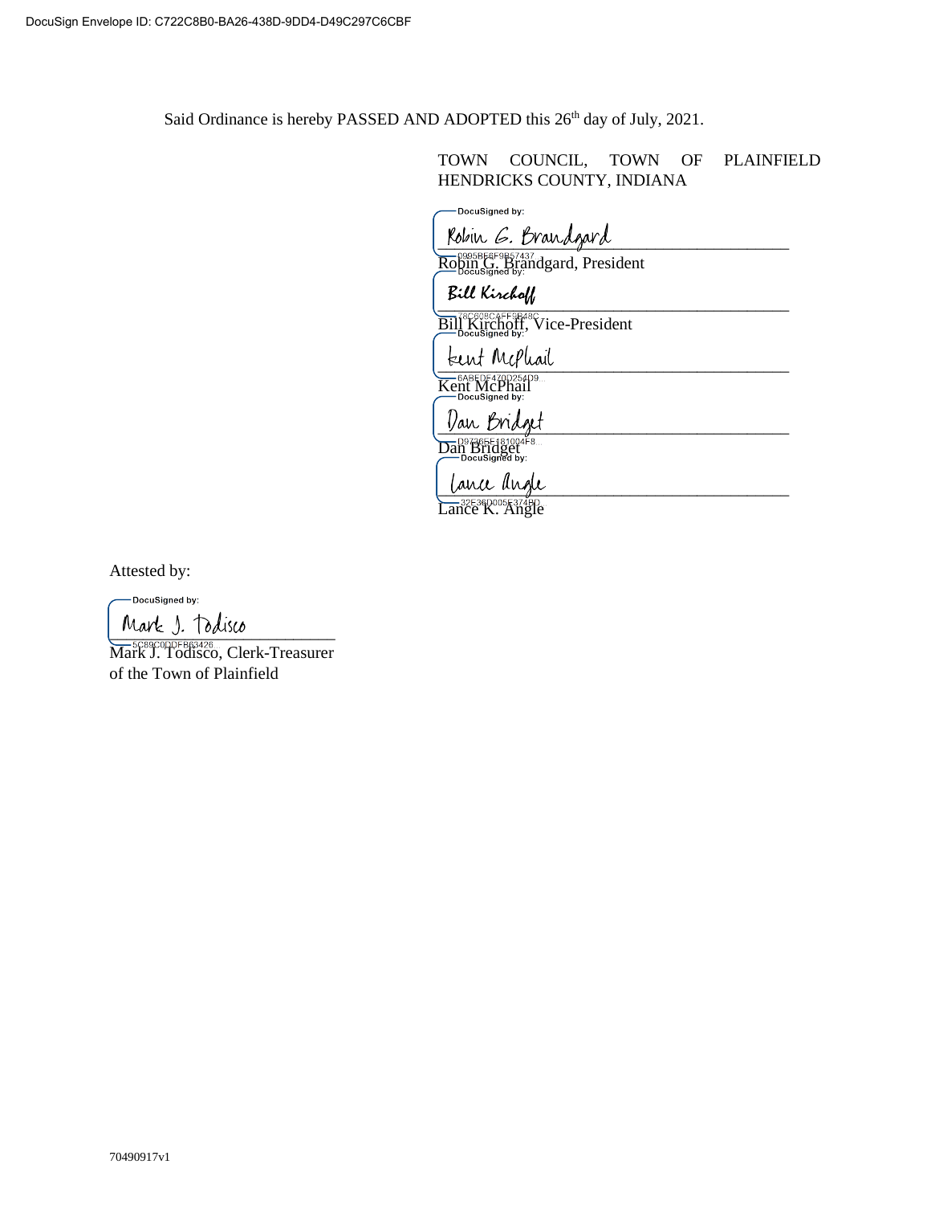Said Ordinance is hereby PASSED AND ADOPTED this 26th day of July, 2021.

TOWN COUNCIL, TOWN OF PLAINFIELD
HENDRICKS COUNTY, INDIANA

DocuSigned by:
Robin G. Brandgard
0995BE6F9B57437
Robin G. Brandgard, President

DocuSigned by:
Bill Kirchoff
78C608CAFE9B48C
Bill Kirchoff, Vice-President

DocuSigned by:
Kent McPhail
6ABEDF470D254D9...
Kent McPhail

DocuSigned by:
Dan Bridget
D97365E181004F8...
Dan Bridget

DocuSigned by:
Lance Angle
32E36D005E374BD...
Lance K. Angle

Attested by:

DocuSigned by:
Mark J. Todisco
5C89C0DDFB63426...
Mark J. Todisco, Clerk-Treasurer
of the Town of Plainfield